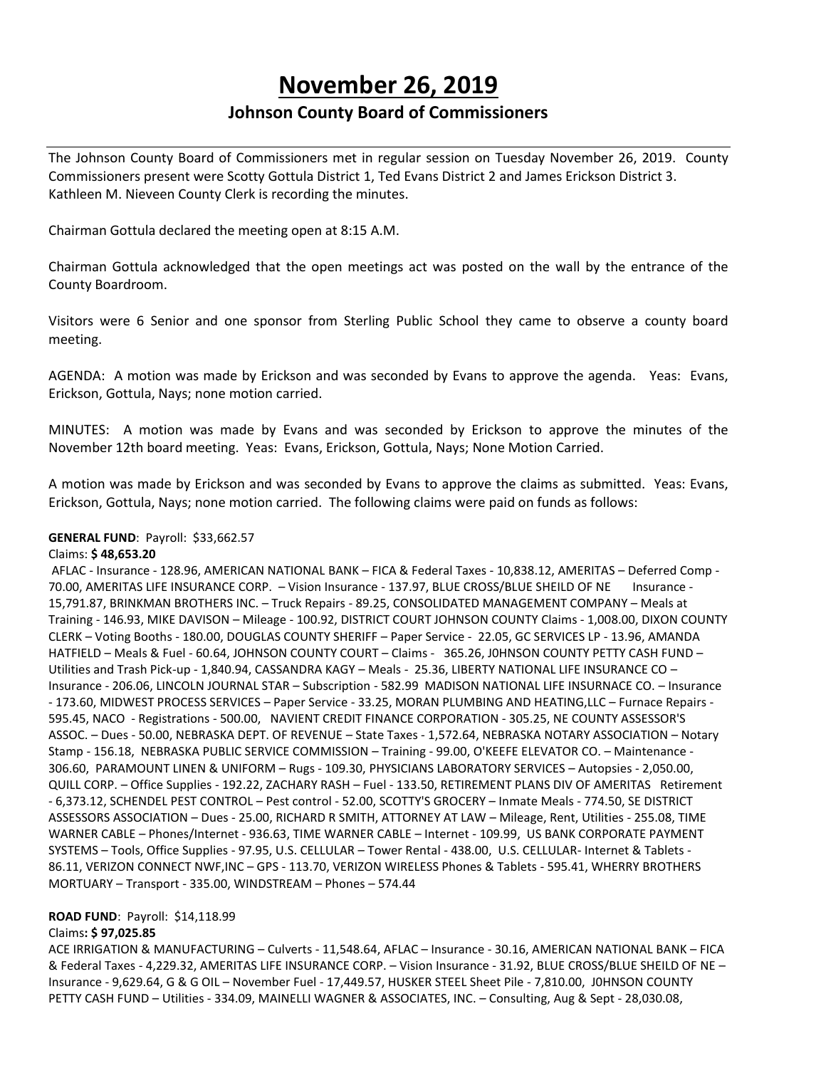# November 26, 2019

## Johnson County Board of Commissioners

The Johnson County Board of Commissioners met in regular session on Tuesday November 26, 2019. County Commissioners present were Scotty Gottula District 1, Ted Evans District 2 and James Erickson District 3. Kathleen M. Nieveen County Clerk is recording the minutes.

Chairman Gottula declared the meeting open at 8:15 A.M.

Chairman Gottula acknowledged that the open meetings act was posted on the wall by the entrance of the County Boardroom.

Visitors were 6 Senior and one sponsor from Sterling Public School they came to observe a county board meeting.

AGENDA: A motion was made by Erickson and was seconded by Evans to approve the agenda. Yeas: Evans, Erickson, Gottula, Nays; none motion carried.

MINUTES: A motion was made by Evans and was seconded by Erickson to approve the minutes of the November 12th board meeting. Yeas: Evans, Erickson, Gottula, Nays; None Motion Carried.

A motion was made by Erickson and was seconded by Evans to approve the claims as submitted. Yeas: Evans, Erickson, Gottula, Nays; none motion carried. The following claims were paid on funds as follows:

**GENERAL FUND**: Payroll: $33,662.57

Claims: **$ 48,653.20**

AFLAC - Insurance - 128.96, AMERICAN NATIONAL BANK – FICA & Federal Taxes - 10,838.12, AMERITAS – Deferred Comp - 70.00, AMERITAS LIFE INSURANCE CORP. – Vision Insurance - 137.97, BLUE CROSS/BLUE SHEILD OF NE Insurance - 15,791.87, BRINKMAN BROTHERS INC. – Truck Repairs - 89.25, CONSOLIDATED MANAGEMENT COMPANY – Meals at Training - 146.93, MIKE DAVISON – Mileage - 100.92, DISTRICT COURT JOHNSON COUNTY Claims - 1,008.00, DIXON COUNTY CLERK – Voting Booths - 180.00, DOUGLAS COUNTY SHERIFF – Paper Service - 22.05, GC SERVICES LP - 13.96, AMANDA HATFIELD – Meals & Fuel - 60.64, JOHNSON COUNTY COURT – Claims - 365.26, J0HNSON COUNTY PETTY CASH FUND – Utilities and Trash Pick-up - 1,840.94, CASSANDRA KAGY – Meals - 25.36, LIBERTY NATIONAL LIFE INSURANCE CO – Insurance - 206.06, LINCOLN JOURNAL STAR – Subscription - 582.99 MADISON NATIONAL LIFE INSURNACE CO. – Insurance - 173.60, MIDWEST PROCESS SERVICES – Paper Service - 33.25, MORAN PLUMBING AND HEATING,LLC – Furnace Repairs - 595.45, NACO - Registrations - 500.00, NAVIENT CREDIT FINANCE CORPORATION - 305.25, NE COUNTY ASSESSOR'S ASSOC. – Dues - 50.00, NEBRASKA DEPT. OF REVENUE – State Taxes - 1,572.64, NEBRASKA NOTARY ASSOCIATION – Notary Stamp - 156.18, NEBRASKA PUBLIC SERVICE COMMISSION – Training - 99.00, O'KEEFE ELEVATOR CO. – Maintenance - 306.60, PARAMOUNT LINEN & UNIFORM – Rugs - 109.30, PHYSICIANS LABORATORY SERVICES – Autopsies - 2,050.00, QUILL CORP. – Office Supplies - 192.22, ZACHARY RASH – Fuel - 133.50, RETIREMENT PLANS DIV OF AMERITAS Retirement - 6,373.12, SCHENDEL PEST CONTROL – Pest control - 52.00, SCOTTY'S GROCERY – Inmate Meals - 774.50, SE DISTRICT ASSESSORS ASSOCIATION – Dues - 25.00, RICHARD R SMITH, ATTORNEY AT LAW – Mileage, Rent, Utilities - 255.08, TIME WARNER CABLE – Phones/Internet - 936.63, TIME WARNER CABLE – Internet - 109.99, US BANK CORPORATE PAYMENT SYSTEMS – Tools, Office Supplies - 97.95, U.S. CELLULAR – Tower Rental - 438.00, U.S. CELLULAR- Internet & Tablets - 86.11, VERIZON CONNECT NWF,INC – GPS - 113.70, VERIZON WIRELESS Phones & Tablets - 595.41, WHERRY BROTHERS MORTUARY – Transport - 335.00, WINDSTREAM – Phones – 574.44

**ROAD FUND**: Payroll: $14,118.99

Claims**: $ 97,025.85**

ACE IRRIGATION & MANUFACTURING – Culverts - 11,548.64, AFLAC – Insurance - 30.16, AMERICAN NATIONAL BANK – FICA & Federal Taxes - 4,229.32, AMERITAS LIFE INSURANCE CORP. – Vision Insurance - 31.92, BLUE CROSS/BLUE SHEILD OF NE – Insurance - 9,629.64, G & G OIL – November Fuel - 17,449.57, HUSKER STEEL Sheet Pile - 7,810.00, J0HNSON COUNTY PETTY CASH FUND – Utilities - 334.09, MAINELLI WAGNER & ASSOCIATES, INC. – Consulting, Aug & Sept - 28,030.08,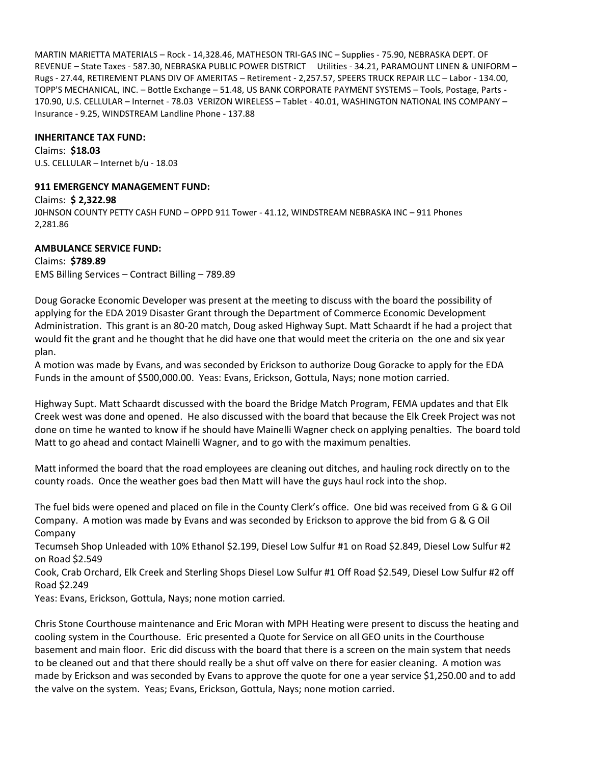MARTIN MARIETTA MATERIALS – Rock - 14,328.46, MATHESON TRI-GAS INC – Supplies - 75.90, NEBRASKA DEPT. OF REVENUE – State Taxes - 587.30, NEBRASKA PUBLIC POWER DISTRICT Utilities - 34.21, PARAMOUNT LINEN & UNIFORM – Rugs - 27.44, RETIREMENT PLANS DIV OF AMERITAS – Retirement - 2,257.57, SPEERS TRUCK REPAIR LLC – Labor - 134.00, TOPP'S MECHANICAL, INC. – Bottle Exchange – 51.48, US BANK CORPORATE PAYMENT SYSTEMS – Tools, Postage, Parts - 170.90, U.S. CELLULAR – Internet - 78.03 VERIZON WIRELESS – Tablet - 40.01, WASHINGTON NATIONAL INS COMPANY – Insurance - 9.25, WINDSTREAM Landline Phone - 137.88

**INHERITANCE TAX FUND:**

Claims: **$18.03**

U.S. CELLULAR – Internet b/u - 18.03

**911 EMERGENCY MANAGEMENT FUND:**

Claims: **$ 2,322.98**

J0HNSON COUNTY PETTY CASH FUND – OPPD 911 Tower - 41.12, WINDSTREAM NEBRASKA INC – 911 Phones 2,281.86

**AMBULANCE SERVICE FUND:**

Claims: **$789.89**

EMS Billing Services – Contract Billing – 789.89

Doug Goracke Economic Developer was present at the meeting to discuss with the board the possibility of applying for the EDA 2019 Disaster Grant through the Department of Commerce Economic Development Administration. This grant is an 80-20 match, Doug asked Highway Supt. Matt Schaardt if he had a project that would fit the grant and he thought that he did have one that would meet the criteria on the one and six year plan.

A motion was made by Evans, and was seconded by Erickson to authorize Doug Goracke to apply for the EDA Funds in the amount of $500,000.00. Yeas: Evans, Erickson, Gottula, Nays; none motion carried.

Highway Supt. Matt Schaardt discussed with the board the Bridge Match Program, FEMA updates and that Elk Creek west was done and opened. He also discussed with the board that because the Elk Creek Project was not done on time he wanted to know if he should have Mainelli Wagner check on applying penalties. The board told Matt to go ahead and contact Mainelli Wagner, and to go with the maximum penalties.

Matt informed the board that the road employees are cleaning out ditches, and hauling rock directly on to the county roads. Once the weather goes bad then Matt will have the guys haul rock into the shop.

The fuel bids were opened and placed on file in the County Clerk's office. One bid was received from G & G Oil Company. A motion was made by Evans and was seconded by Erickson to approve the bid from G & G Oil Company

Tecumseh Shop Unleaded with 10% Ethanol $2.199, Diesel Low Sulfur #1 on Road $2.849, Diesel Low Sulfur #2 on Road $2.549

Cook, Crab Orchard, Elk Creek and Sterling Shops Diesel Low Sulfur #1 Off Road $2.549, Diesel Low Sulfur #2 off Road $2.249

Yeas: Evans, Erickson, Gottula, Nays; none motion carried.

Chris Stone Courthouse maintenance and Eric Moran with MPH Heating were present to discuss the heating and cooling system in the Courthouse. Eric presented a Quote for Service on all GEO units in the Courthouse basement and main floor. Eric did discuss with the board that there is a screen on the main system that needs to be cleaned out and that there should really be a shut off valve on there for easier cleaning. A motion was made by Erickson and was seconded by Evans to approve the quote for one a year service $1,250.00 and to add the valve on the system. Yeas; Evans, Erickson, Gottula, Nays; none motion carried.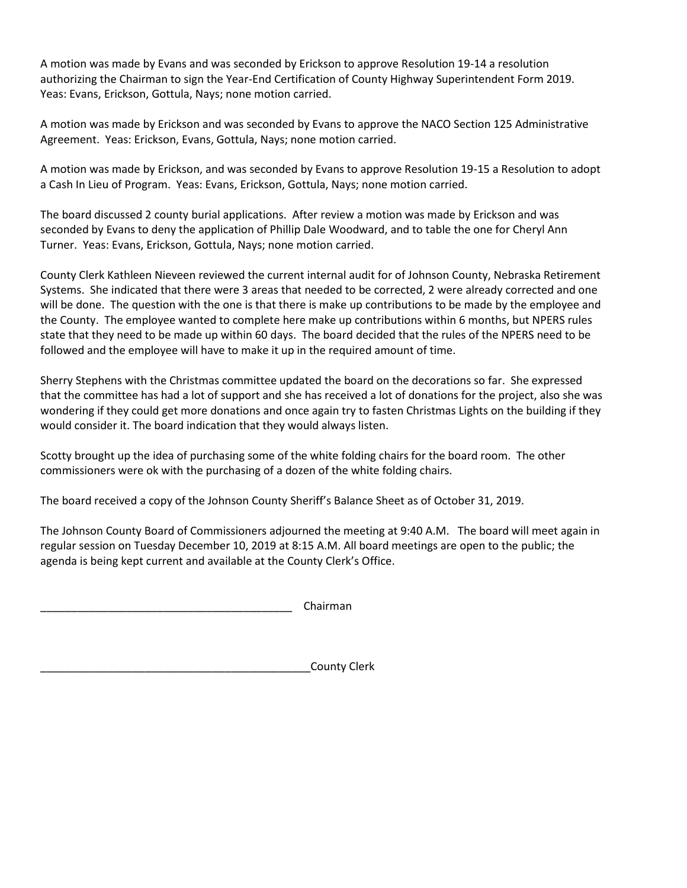A motion was made by Evans and was seconded by Erickson to approve Resolution 19-14 a resolution authorizing the Chairman to sign the Year-End Certification of County Highway Superintendent Form 2019. Yeas: Evans, Erickson, Gottula, Nays; none motion carried.

A motion was made by Erickson and was seconded by Evans to approve the NACO Section 125 Administrative Agreement. Yeas: Erickson, Evans, Gottula, Nays; none motion carried.

A motion was made by Erickson, and was seconded by Evans to approve Resolution 19-15 a Resolution to adopt a Cash In Lieu of Program. Yeas: Evans, Erickson, Gottula, Nays; none motion carried.

The board discussed 2 county burial applications. After review a motion was made by Erickson and was seconded by Evans to deny the application of Phillip Dale Woodward, and to table the one for Cheryl Ann Turner. Yeas: Evans, Erickson, Gottula, Nays; none motion carried.

County Clerk Kathleen Nieveen reviewed the current internal audit for of Johnson County, Nebraska Retirement Systems. She indicated that there were 3 areas that needed to be corrected, 2 were already corrected and one will be done. The question with the one is that there is make up contributions to be made by the employee and the County. The employee wanted to complete here make up contributions within 6 months, but NPERS rules state that they need to be made up within 60 days. The board decided that the rules of the NPERS need to be followed and the employee will have to make it up in the required amount of time.

Sherry Stephens with the Christmas committee updated the board on the decorations so far. She expressed that the committee has had a lot of support and she has received a lot of donations for the project, also she was wondering if they could get more donations and once again try to fasten Christmas Lights on the building if they would consider it. The board indication that they would always listen.

Scotty brought up the idea of purchasing some of the white folding chairs for the board room. The other commissioners were ok with the purchasing of a dozen of the white folding chairs.

The board received a copy of the Johnson County Sheriff's Balance Sheet as of October 31, 2019.

The Johnson County Board of Commissioners adjourned the meeting at 9:40 A.M. The board will meet again in regular session on Tuesday December 10, 2019 at 8:15 A.M. All board meetings are open to the public; the agenda is being kept current and available at the County Clerk's Office.

__________________________________________ Chairman

_____________________________________________County Clerk